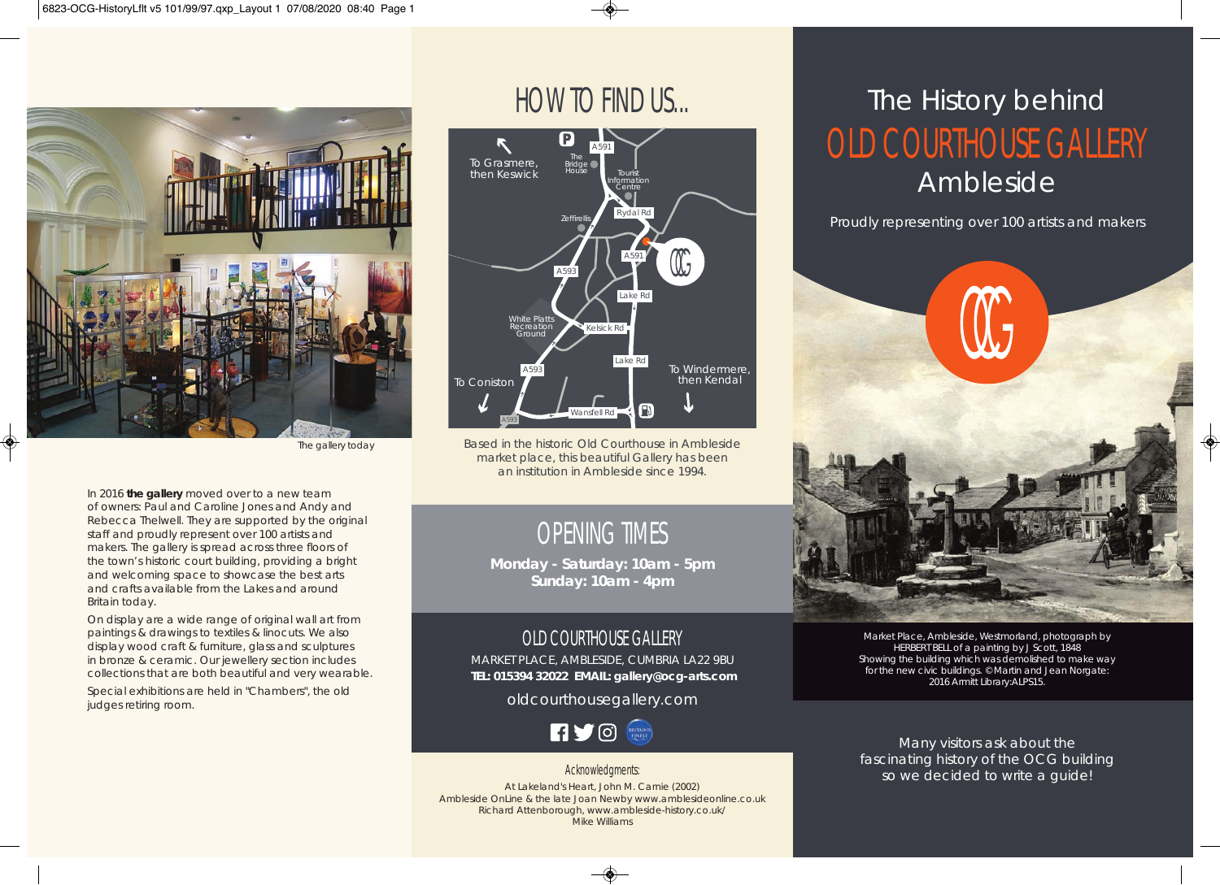The gallery today

In 2016 **the gallery** moved over to a new team of owners: Paul and Caroline Jones and Andy and Rebecca Thelwell. They are supported by the original staff and proudly represent over 100 artists and makers. The gallery is spread across three floors of the town's historic court building, providing a bright and welcoming space to showcase the best arts and crafts available from the Lakes and around Britain today.

On display are a wide range of original wall art from paintings & drawings to textiles & linocuts. We also display wood craft & furniture, glass and sculptures in bronze & ceramic. Our jewellery section includes collections that are both beautiful and very wearable.

Special exhibitions are held in "Chambers", the old judges retiring room.

# HOW TO FIND US...

To Grasmere, then Keswick · The Bridge House · A591 · Tourist Information Centre · Zeffirellis · Rydal Rd · A591 · A593 · Lake Rd · White Platts Recreation Ground · Kelsick Rd · Lake Rd · A593 · To Coniston · To Windermere, then Kendal · Wansfell Rd · A593

Based in the historic Old Courthouse in Ambleside market place, this beautiful Gallery has been an institution in Ambleside since 1994.

## OPENING TIMES

**Monday - Saturday: 10am - 5pm**
**Sunday: 10am - 4pm**

## OLD COURTHOUSE GALLERY

MARKET PLACE, AMBLESIDE, CUMBRIA LA22 9BU
**TEL: 015394 32022 EMAIL: gallery@ocg-arts.com**

oldcourthousegallery.com

### Acknowledgments:

At Lakeland's Heart, John M. Carnie (2002)
Ambleside OnLine & the late Joan Newby www.amblesideonline.co.uk
Richard Attenborough, www.ambleside-history.co.uk/
Mike Williams

# The History behind OLD COURTHOUSE GALLERY Ambleside

Proudly representing over 100 artists and makers

Market Place, Ambleside, Westmorland, photograph by HERBERT BELL of a painting by J Scott, 1848 Showing the building which was demolished to make way for the new civic buildings. ©Martin and Jean Norgate: 2016 Armitt Library:ALPS15.

Many visitors ask about the fascinating history of the OCG building so we decided to write a guide!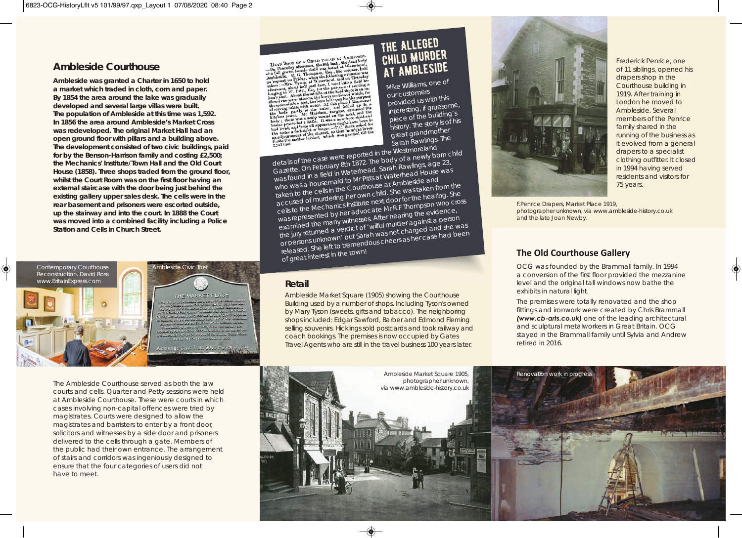## Ambleside Courthouse

**Ambleside was granted a Charter in 1650 to hold a market which traded in cloth, corn and paper. By 1854 the area around the lake was gradually developed and several large villas were built. The population of Ambleside at this time was 1,592. In 1856 the area around Ambleside's Market Cross was redeveloped. The original Market Hall had an open ground floor with pillars and a building above. The development consisted of two civic buildings, paid for by the Benson-Harrison family and costing £2,500; the Mechanics' Institute/Town Hall and the Old Court House (1858). Three shops traded from the ground floor, whilst the Court Room was on the first floor having an external staircase with the door being just behind the existing gallery upper sales desk. The cells were in the rear basement and prisoners were escorted outside, up the stairway and into the court. In 1888 the Court was moved into a combined facility including a Police Station and Cells in Church Street.**

Contemporary Courthouse Reconstruction. David Ross www.BritainExpress.com

Ambleside Civic Trust

The Ambleside Courthouse served as both the law courts and cells. Quarter and Petty sessions were held at Ambleside Courthouse. These were courts in which cases involving non-capital offences were tried by magistrates. Courts were designed to allow the magistrates and barristers to enter by a front door, solicitors and witnesses by a side door and prisoners delivered to the cells through a gate. Members of the public had their own entrance. The arrangement of stairs and corridors was ingeniously designed to ensure that the four categories of users did not have to meet.

## THE ALLEGED CHILD MURDER AT AMBLESIDE

Mike Williams, one of our customers provided us with this interesting, if gruesome, piece of the building's history. The story is of his great grandmother Sarah Rawlings. The details of the case were reported in the Westmoreland Gazette. On February 8th 1872. The body of a newly born child was found in a field in Waterhead. Sarah Rawlings, age 23, who was a housemaid to Mr Pitts at Waterhead House was taken to the cells in the Courthouse at Ambleside and accused of murdering her own child. She was taken from the cells to the Mechanics Institute next door for the hearing. She was represented by her advocate Mr R.F Thompson who cross examined the many witnesses. After hearing the evidence, the jury returned a verdict of 'wilful murder against a person or persons unknown' but Sarah was not charged and she was released. She left to tremendous cheers as her case had been of great interest in the town!

### Retail

Ambleside Market Square (1905) showing the Courthouse Building used by a number of shops. Including Tyson's owned by Mary Tyson (sweets, gifts and tobacco). The neighboring shops included: Edgar Sawford, Barber and Edmond Fleming selling souvenirs. Hicklings sold postcards and took railway and coach bookings. The premises is now occupied by Gates Travel Agents who are still in the travel business 100 years later.

Ambleside Market Square 1905, photographer unknown, via www.ambleside-history.co.uk

Frederick Penrice, one of 11 siblings, opened his drapers shop in the Courthouse building in 1919. After training in London he moved to Ambleside. Several members of the Penrice family shared in the running of the business as it evolved from a general drapers to a specialist clothing outfitter. It closed in 1994 having served residents and visitors for 75 years.

F.Penrice Drapers, Market Place 1919, photographer unknown, via www.ambleside-history.co.uk and the late Joan Newby.

### The Old Courthouse Gallery

OCG was founded by the Brammall family. In 1994 a conversion of the first floor provided the mezzanine level and the original tall windows now bathe the exhibits in natural light.

The premises were totally renovated and the shop fittings and ironwork were created by Chris Brammall ***(www.cb-arts.co.uk)*** one of the leading architectural and sculptural metalworkers in Great Britain. OCG stayed in the Brammall family until Sylvia and Andrew retired in 2016.

Renovation work in progress